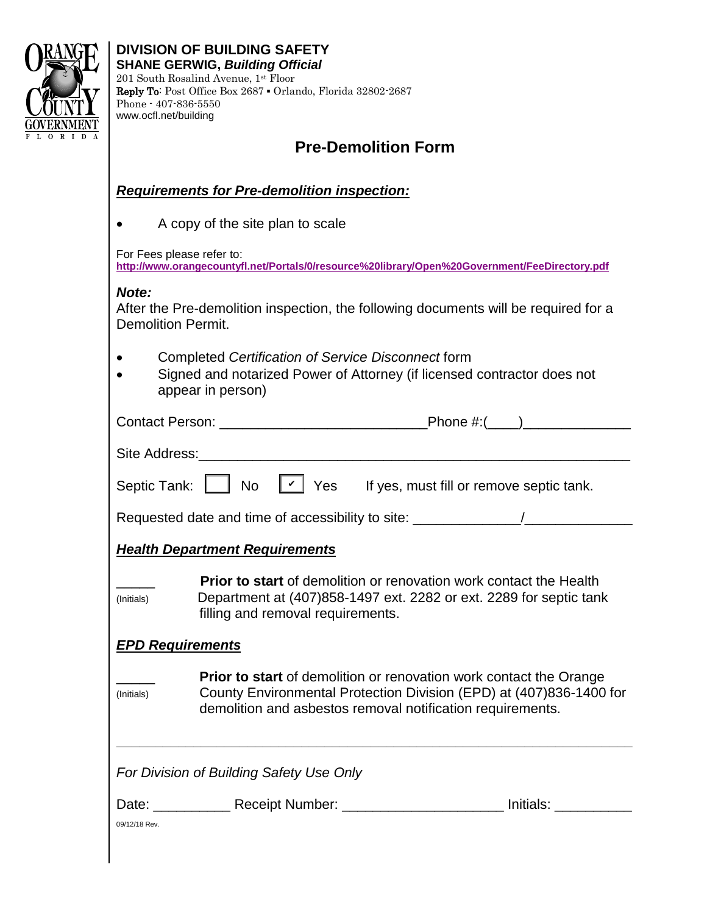**DIVISION OF BUILDING SAFETY**
**SHANE GERWIG, *Building Official***
201 South Rosalind Avenue, 1st Floor
Reply To: Post Office Box 2687 ▪ Orlando, Florida 32802-2687
Phone - 407-836-5550
www.ocfl.net/building

# Pre-Demolition Form

***Requirements for Pre-demolition inspection:***

- A copy of the site plan to scale

For Fees please refer to:
**http://www.orangecountyfl.net/Portals/0/resource%20library/Open%20Government/FeeDirectory.pdf**

***Note:***
After the Pre-demolition inspection, the following documents will be required for a Demolition Permit.

- Completed *Certification of Service Disconnect* form
- Signed and notarized Power of Attorney (if licensed contractor does not appear in person)

Contact Person: ___________________________Phone #:(____)______________

Site Address:___________________________________________________________

Septic Tank: ☐ No ☑ Yes If yes, must fill or remove septic tank.

Requested date and time of accessibility to site: ______________/______________

***Health Department Requirements***

_____ (Initials) **Prior to start** of demolition or renovation work contact the Health Department at (407)858-1497 ext. 2282 or ext. 2289 for septic tank filling and removal requirements.

***EPD Requirements***

_____ (Initials) **Prior to start** of demolition or renovation work contact the Orange County Environmental Protection Division (EPD) at (407)836-1400 for demolition and asbestos removal notification requirements.

---

*For Division of Building Safety Use Only*

Date: __________ Receipt Number: _____________________ Initials: __________

09/12/18 Rev.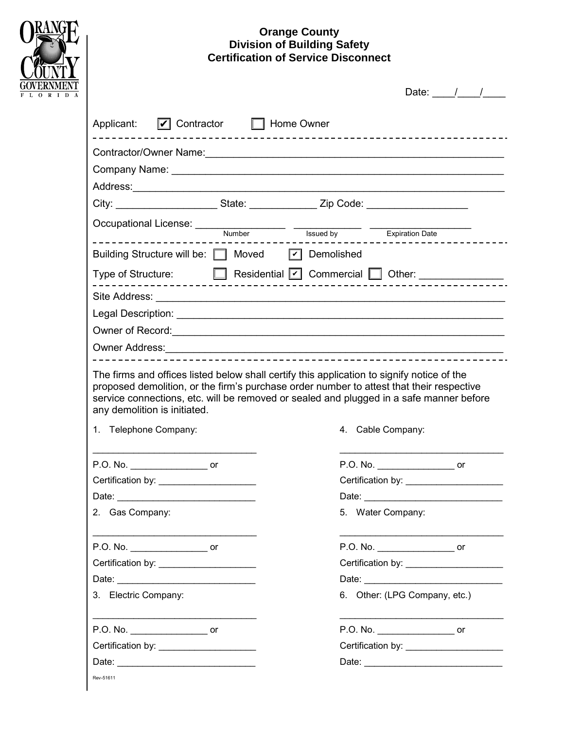# Orange County
## Division of Building Safety
## Certification of Service Disconnect

Date: ____/____/____

Applicant: ☑ Contractor ☐ Home Owner

---

Contractor/Owner Name: ______________________________________________

Company Name: ______________________________________________

Address: ______________________________________________

City: __________________ State: ____________ Zip Code: __________________

Occupational License: ________________ ______________ ____________________
(Number) (Issued by) (Expiration Date)

---

Building Structure will be: ☐ Moved ☑ Demolished

Type of Structure: ☐ Residential ☑ Commercial ☐ Other: _______________

---

Site Address: ______________________________________________

Legal Description: ______________________________________________

Owner of Record: ______________________________________________

Owner Address: ______________________________________________

---

The firms and offices listed below shall certify this application to signify notice of the proposed demolition, or the firm's purchase order number to attest that their respective service connections, etc. will be removed or sealed and plugged in a safe manner before any demolition is initiated.

1. Telephone Company:

________________________________

P.O. No. _______________ or

Certification by: ___________________

Date: ___________________________

2. Gas Company:

________________________________

P.O. No. _______________ or

Certification by: ___________________

Date: ___________________________

3. Electric Company:

________________________________

P.O. No. _______________ or

Certification by: ___________________

Date: ___________________________

4. Cable Company:

________________________________

P.O. No. _______________ or

Certification by: ___________________

Date: ___________________________

5. Water Company:

________________________________

P.O. No. _______________ or

Certification by: ___________________

Date: ___________________________

6. Other: (LPG Company, etc.)

________________________________

P.O. No. _______________ or

Certification by: ___________________

Date: ___________________________

Rev-51611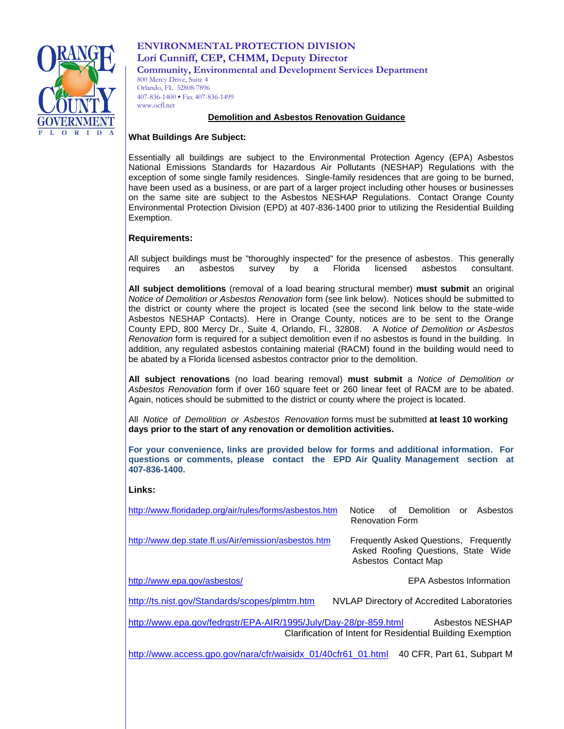**ENVIRONMENTAL PROTECTION DIVISION**
**Lori Cunniff, CEP, CHMM, Deputy Director**
**Community, Environmental and Development Services Department**
800 Mercy Drive, Suite 4
Orlando, FL 32808-7896
407-836-1400 ▪ Fax 407-836-1499
www.ocfl.net

## Demolition and Asbestos Renovation Guidance

### What Buildings Are Subject:

Essentially all buildings are subject to the Environmental Protection Agency (EPA) Asbestos National Emissions Standards for Hazardous Air Pollutants (NESHAP) Regulations with the exception of some single family residences. Single-family residences that are going to be burned, have been used as a business, or are part of a larger project including other houses or businesses on the same site are subject to the Asbestos NESHAP Regulations. Contact Orange County Environmental Protection Division (EPD) at 407-836-1400 prior to utilizing the Residential Building Exemption.

### Requirements:

All subject buildings must be "thoroughly inspected" for the presence of asbestos. This generally requires an asbestos survey by a Florida licensed asbestos consultant.

**All subject demolitions** (removal of a load bearing structural member) **must submit** an original *Notice of Demolition or Asbestos Renovation* form (see link below). Notices should be submitted to the district or county where the project is located (see the second link below to the state-wide Asbestos NESHAP Contacts). Here in Orange County, notices are to be sent to the Orange County EPD, 800 Mercy Dr., Suite 4, Orlando, Fl., 32808. A *Notice of Demolition or Asbestos Renovation* form is required for a subject demolition even if no asbestos is found in the building. In addition, any regulated asbestos containing material (RACM) found in the building would need to be abated by a Florida licensed asbestos contractor prior to the demolition.

**All subject renovations** (no load bearing removal) **must submit** a *Notice of Demolition or Asbestos Renovation* form if over 160 square feet or 260 linear feet of RACM are to be abated. Again, notices should be submitted to the district or county where the project is located.

All *Notice of Demolition or Asbestos Renovation* forms must be submitted **at least 10 working days prior to the start of any renovation or demolition activities.**

**For your convenience, links are provided below for forms and additional information. For questions or comments, please contact the EPD Air Quality Management section at 407-836-1400.**

### Links:

http://www.floridadep.org/air/rules/forms/asbestos.htm Notice of Demolition or Asbestos Renovation Form

http://www.dep.state.fl.us/Air/emission/asbestos.htm Frequently Asked Questions, Frequently Asked Roofing Questions, State Wide Asbestos Contact Map

http://www.epa.gov/asbestos/ EPA Asbestos Information

http://ts.nist.gov/Standards/scopes/plmtm.htm NVLAP Directory of Accredited Laboratories

http://www.epa.gov/fedrgstr/EPA-AIR/1995/July/Day-28/pr-859.html Asbestos NESHAP Clarification of Intent for Residential Building Exemption

http://www.access.gpo.gov/nara/cfr/waisidx_01/40cfr61_01.html 40 CFR, Part 61, Subpart M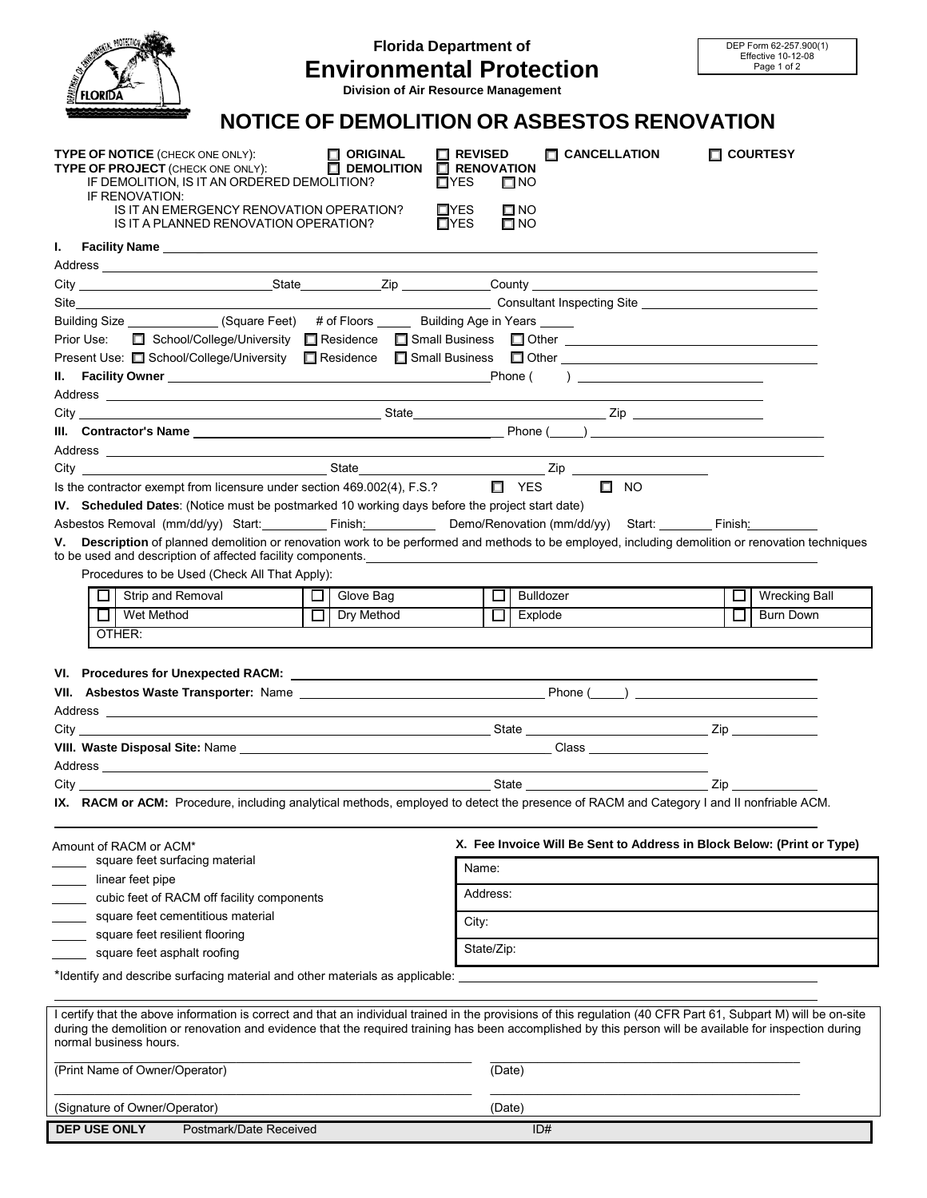Florida Department of
# Environmental Protection
Division of Air Resource Management

DEP Form 62-257.900(1)
Effective 10-12-08

## NOTICE OF DEMOLITION OR ASBESTOS RENOVATION

**TYPE OF NOTICE** (CHECK ONE ONLY): ☐ **ORIGINAL** ☐ **REVISED** ☐ **CANCELLATION** ☐ **COURTESY**

**TYPE OF PROJECT** (CHECK ONE ONLY): ☐ **DEMOLITION** ☐ **RENOVATION**

IF DEMOLITION, IS IT AN ORDERED DEMOLITION? ☐YES ☐NO

IF RENOVATION:

IS IT AN EMERGENCY RENOVATION OPERATION? ☐YES ☐NO

IS IT A PLANNED RENOVATION OPERATION? ☐YES ☐NO

**I. Facility Name** ____________________

Address ____________________

City __________ State __________ Zip __________ County __________

Site ____________________ Consultant Inspecting Site __________

Building Size __________ (Square Feet) # of Floors _____ Building Age in Years _____

Prior Use: ☐ School/College/University ☐ Residence ☐ Small Business ☐ Other __________

Present Use: ☐ School/College/University ☐ Residence ☐ Small Business ☐ Other __________

**II. Facility Owner** ____________________ Phone ( ) __________

Address ____________________

City __________ State __________ Zip __________

**III. Contractor's Name** ____________________ Phone (_____) __________

Address ____________________

City __________ State __________ Zip __________

Is the contractor exempt from licensure under section 469.002(4), F.S.? ☐ YES ☐ NO

**IV. Scheduled Dates**: (Notice must be postmarked 10 working days before the project start date)

Asbestos Removal (mm/dd/yy) Start: __________ Finish: __________ Demo/Renovation (mm/dd/yy) Start: __________ Finish: __________

**V. Description** of planned demolition or renovation work to be performed and methods to be employed, including demolition or renovation techniques to be used and description of affected facility components. ____________________

Procedures to be Used (Check All That Apply):

| | | | | | | | |
|---|---|---|---|---|---|---|---|
| ☐ | Strip and Removal | ☐ | Glove Bag | ☐ | Bulldozer | ☐ | Wrecking Ball |
| ☐ | Wet Method | ☐ | Dry Method | ☐ | Explode | ☐ | Burn Down |
| OTHER: | | | | | | | |

**VI. Procedures for Unexpected RACM:** ____________________

**VII. Asbestos Waste Transporter:** Name ____________________ Phone (_____) __________

Address ____________________

City __________ State __________ Zip __________

**VIII. Waste Disposal Site:** Name ____________________ Class __________

Address ____________________

City __________ State __________ Zip __________

**IX. RACM or ACM:** Procedure, including analytical methods, employed to detect the presence of RACM and Category I and II nonfriable ACM.

____________________

Amount of RACM or ACM*

_____ square feet surfacing material

_____ linear feet pipe

_____ cubic feet of RACM off facility components

_____ square feet cementitious material

_____ square feet resilient flooring

_____ square feet asphalt roofing

**X. Fee Invoice Will Be Sent to Address in Block Below: (Print or Type)**

| |
|---|
| Name: |
| Address: |
| City: |
| State/Zip: |

*Identify and describe surfacing material and other materials as applicable: ____________________

I certify that the above information is correct and that an individual trained in the provisions of this regulation (40 CFR Part 61, Subpart M) will be on-site during the demolition or renovation and evidence that the required training has been accomplished by this person will be available for inspection during normal business hours.

____________________ ____________________

(Print Name of Owner/Operator) (Date)

____________________ ____________________

(Signature of Owner/Operator) (Date)

**DEP USE ONLY** Postmark/Date Received ID#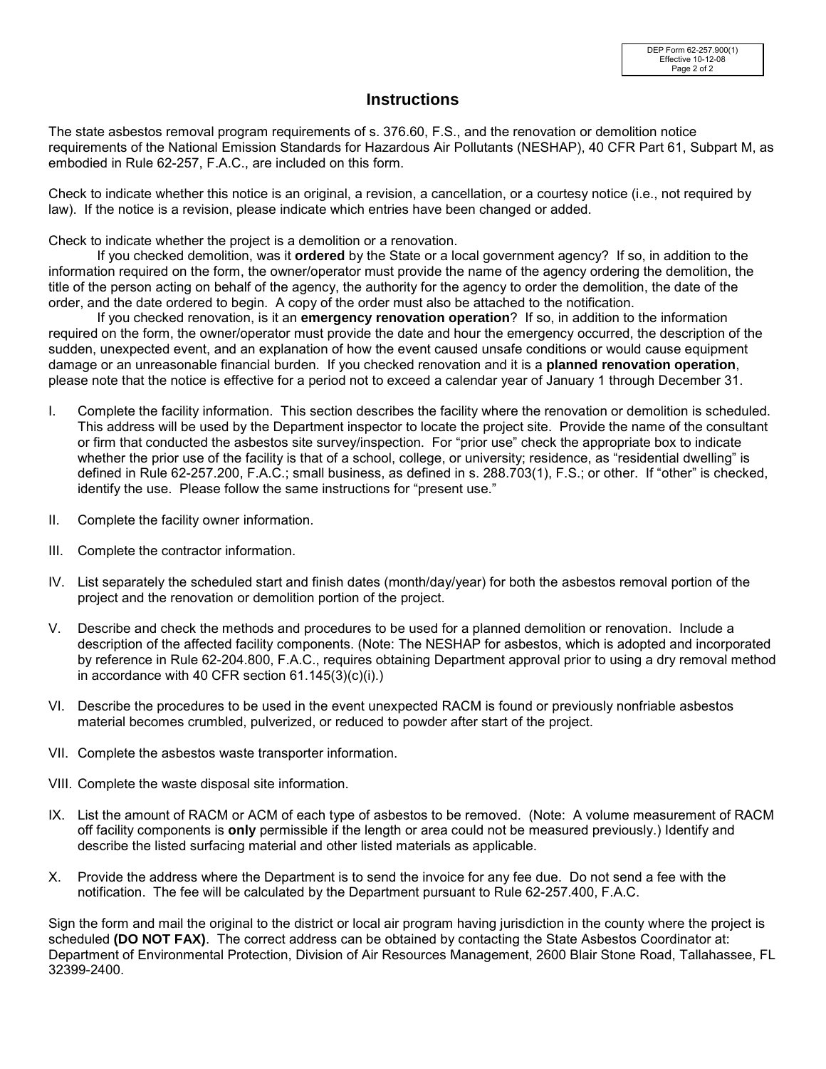# Instructions

The state asbestos removal program requirements of s. 376.60, F.S., and the renovation or demolition notice requirements of the National Emission Standards for Hazardous Air Pollutants (NESHAP), 40 CFR Part 61, Subpart M, as embodied in Rule 62-257, F.A.C., are included on this form.

Check to indicate whether this notice is an original, a revision, a cancellation, or a courtesy notice (i.e., not required by law). If the notice is a revision, please indicate which entries have been changed or added.

Check to indicate whether the project is a demolition or a renovation.

If you checked demolition, was it **ordered** by the State or a local government agency? If so, in addition to the information required on the form, the owner/operator must provide the name of the agency ordering the demolition, the title of the person acting on behalf of the agency, the authority for the agency to order the demolition, the date of the order, and the date ordered to begin. A copy of the order must also be attached to the notification.

If you checked renovation, is it an **emergency renovation operation**? If so, in addition to the information required on the form, the owner/operator must provide the date and hour the emergency occurred, the description of the sudden, unexpected event, and an explanation of how the event caused unsafe conditions or would cause equipment damage or an unreasonable financial burden. If you checked renovation and it is a **planned renovation operation**, please note that the notice is effective for a period not to exceed a calendar year of January 1 through December 31.

I. Complete the facility information. This section describes the facility where the renovation or demolition is scheduled. This address will be used by the Department inspector to locate the project site. Provide the name of the consultant or firm that conducted the asbestos site survey/inspection. For "prior use" check the appropriate box to indicate whether the prior use of the facility is that of a school, college, or university; residence, as "residential dwelling" is defined in Rule 62-257.200, F.A.C.; small business, as defined in s. 288.703(1), F.S.; or other. If "other" is checked, identify the use. Please follow the same instructions for "present use."

II. Complete the facility owner information.

III. Complete the contractor information.

IV. List separately the scheduled start and finish dates (month/day/year) for both the asbestos removal portion of the project and the renovation or demolition portion of the project.

V. Describe and check the methods and procedures to be used for a planned demolition or renovation. Include a description of the affected facility components. (Note: The NESHAP for asbestos, which is adopted and incorporated by reference in Rule 62-204.800, F.A.C., requires obtaining Department approval prior to using a dry removal method in accordance with 40 CFR section 61.145(3)(c)(i).)

VI. Describe the procedures to be used in the event unexpected RACM is found or previously nonfriable asbestos material becomes crumbled, pulverized, or reduced to powder after start of the project.

VII. Complete the asbestos waste transporter information.

VIII. Complete the waste disposal site information.

IX. List the amount of RACM or ACM of each type of asbestos to be removed. (Note: A volume measurement of RACM off facility components is **only** permissible if the length or area could not be measured previously.) Identify and describe the listed surfacing material and other listed materials as applicable.

X. Provide the address where the Department is to send the invoice for any fee due. Do not send a fee with the notification. The fee will be calculated by the Department pursuant to Rule 62-257.400, F.A.C.

Sign the form and mail the original to the district or local air program having jurisdiction in the county where the project is scheduled **(DO NOT FAX)**. The correct address can be obtained by contacting the State Asbestos Coordinator at: Department of Environmental Protection, Division of Air Resources Management, 2600 Blair Stone Road, Tallahassee, FL 32399-2400.